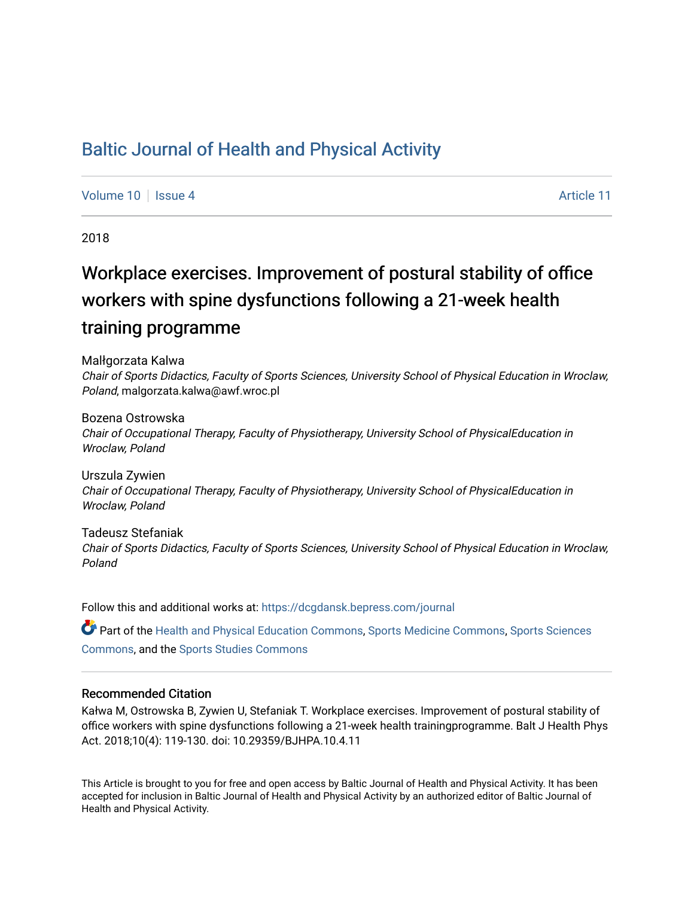# Baltic Journal of Health and Physical Activity

Volume 10 | Issue 4 | Article 11

2018

## Workplace exercises. Improvement of postural stability of office workers with spine dysfunctions following a 21-week health training programme

Małłgorzata Kalwa
*Chair of Sports Didactics, Faculty of Sports Sciences, University School of Physical Education in Wroclaw, Poland*, malgorzata.kalwa@awf.wroc.pl

Bozena Ostrowska
*Chair of Occupational Therapy, Faculty of Physiotherapy, University School of PhysicalEducation in Wroclaw, Poland*

Urszula Zywien
*Chair of Occupational Therapy, Faculty of Physiotherapy, University School of PhysicalEducation in Wroclaw, Poland*

Tadeusz Stefaniak
*Chair of Sports Didactics, Faculty of Sports Sciences, University School of Physical Education in Wroclaw, Poland*

Follow this and additional works at: https://dcgdansk.bepress.com/journal

Part of the Health and Physical Education Commons, Sports Medicine Commons, Sports Sciences Commons, and the Sports Studies Commons

### Recommended Citation

Kałwa M, Ostrowska B, Zywien U, Stefaniak T. Workplace exercises. Improvement of postural stability of office workers with spine dysfunctions following a 21-week health trainingprogramme. Balt J Health Phys Act. 2018;10(4): 119-130. doi: 10.29359/BJHPA.10.4.11

This Article is brought to you for free and open access by Baltic Journal of Health and Physical Activity. It has been accepted for inclusion in Baltic Journal of Health and Physical Activity by an authorized editor of Baltic Journal of Health and Physical Activity.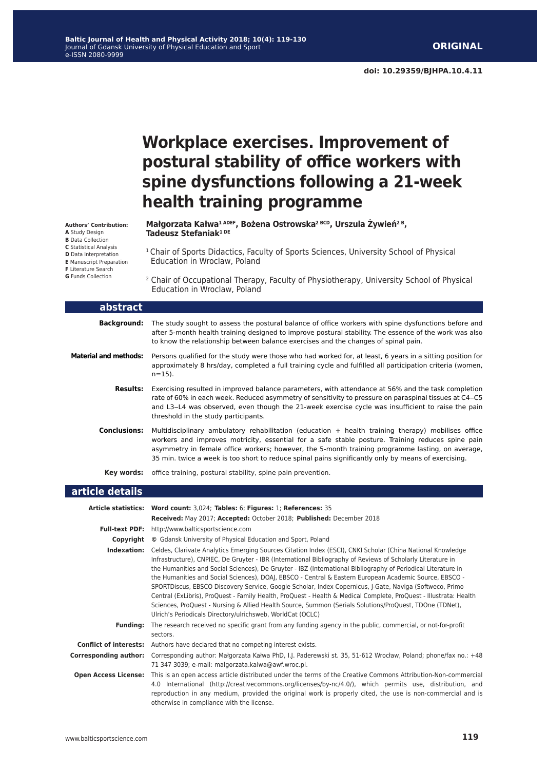**Baltic Journal of Health and Physical Activity 2018; 10(4): 119-130**
Journal of Gdansk University of Physical Education and Sport
e-ISSN 2080-9999

**ORIGINAL**

**doi: 10.29359/BJHPA.10.4.11**

# Workplace exercises. Improvement of postural stability of office workers with spine dysfunctions following a 21-week health training programme

**Authors' Contribution:**
**A** Study Design
**B** Data Collection
**C** Statistical Analysis
**D** Data Interpretation
**E** Manuscript Preparation
**F** Literature Search
**G** Funds Collection

**Małgorzata Kałwa[1 ADEF], Bożena Ostrowska[2 BCD], Urszula Żywień[2 B], Tadeusz Stefaniak[1 DE]**

[1] Chair of Sports Didactics, Faculty of Sports Sciences, University School of Physical Education in Wroclaw, Poland

[2] Chair of Occupational Therapy, Faculty of Physiotherapy, University School of Physical Education in Wroclaw, Poland

## abstract

**Background:** The study sought to assess the postural balance of office workers with spine dysfunctions before and after 5-month health training designed to improve postural stability. The essence of the work was also to know the relationship between balance exercises and the changes of spinal pain.

**Material and methods:** Persons qualified for the study were those who had worked for, at least, 6 years in a sitting position for approximately 8 hrs/day, completed a full training cycle and fulfilled all participation criteria (women, n=15).

**Results:** Exercising resulted in improved balance parameters, with attendance at 56% and the task completion rate of 60% in each week. Reduced asymmetry of sensitivity to pressure on paraspinal tissues at C4–C5 and L3–L4 was observed, even though the 21-week exercise cycle was insufficient to raise the pain threshold in the study participants.

**Conclusions:** Multidisciplinary ambulatory rehabilitation (education + health training therapy) mobilises office workers and improves motricity, essential for a safe stable posture. Training reduces spine pain asymmetry in female office workers; however, the 5-month training programme lasting, on average, 35 min. twice a week is too short to reduce spinal pains significantly only by means of exercising.

**Key words:** office training, postural stability, spine pain prevention.

## article details

**Article statistics:** **Word count:** 3,024; **Tables:** 6; **Figures:** 1; **References:** 35
**Received:** May 2017; **Accepted:** October 2018; **Published:** December 2018

**Full-text PDF:** http://www.balticsportscience.com

**Copyright** © Gdansk University of Physical Education and Sport, Poland

**Indexation:** Celdes, Clarivate Analytics Emerging Sources Citation Index (ESCI), CNKI Scholar (China National Knowledge Infrastructure), CNPIEC, De Gruyter - IBR (International Bibliography of Reviews of Scholarly Literature in the Humanities and Social Sciences), De Gruyter - IBZ (International Bibliography of Periodical Literature in the Humanities and Social Sciences), DOAJ, EBSCO - Central & Eastern European Academic Source, EBSCO - SPORTDiscus, EBSCO Discovery Service, Google Scholar, Index Copernicus, J-Gate, Naviga (Softweco, Primo Central (ExLibris), ProQuest - Family Health, ProQuest - Health & Medical Complete, ProQuest - Illustrata: Health Sciences, ProQuest - Nursing & Allied Health Source, Summon (Serials Solutions/ProQuest, TDOne (TDNet), Ulrich's Periodicals Directory/ulrichsweb, WorldCat (OCLC)

**Funding:** The research received no specific grant from any funding agency in the public, commercial, or not-for-profit sectors.

**Conflict of interests:** Authors have declared that no competing interest exists.

**Corresponding author:** Corresponding author: Małgorzata Kałwa PhD, I.J. Paderewski st. 35, 51-612 Wrocław, Poland; phone/fax no.: +48 71 347 3039; e-mail: malgorzata.kalwa@awf.wroc.pl.

**Open Access License:** This is an open access article distributed under the terms of the Creative Commons Attribution-Non-commercial 4.0 International (http://creativecommons.org/licenses/by-nc/4.0/), which permits use, distribution, and reproduction in any medium, provided the original work is properly cited, the use is non-commercial and is otherwise in compliance with the license.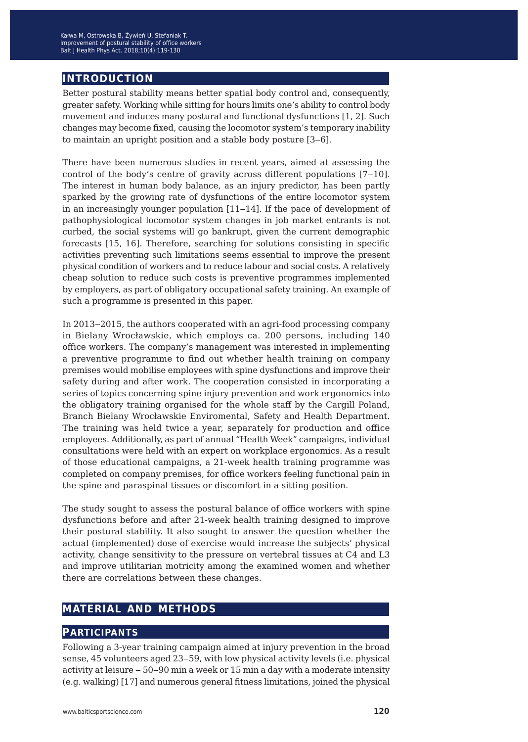## INTRODUCTION

Better postural stability means better spatial body control and, consequently, greater safety. Working while sitting for hours limits one's ability to control body movement and induces many postural and functional dysfunctions [1, 2]. Such changes may become fixed, causing the locomotor system's temporary inability to maintain an upright position and a stable body posture [3–6].

There have been numerous studies in recent years, aimed at assessing the control of the body's centre of gravity across different populations [7–10]. The interest in human body balance, as an injury predictor, has been partly sparked by the growing rate of dysfunctions of the entire locomotor system in an increasingly younger population [11–14]. If the pace of development of pathophysiological locomotor system changes in job market entrants is not curbed, the social systems will go bankrupt, given the current demographic forecasts [15, 16]. Therefore, searching for solutions consisting in specific activities preventing such limitations seems essential to improve the present physical condition of workers and to reduce labour and social costs. A relatively cheap solution to reduce such costs is preventive programmes implemented by employers, as part of obligatory occupational safety training. An example of such a programme is presented in this paper.

In 2013–2015, the authors cooperated with an agri-food processing company in Bielany Wrocławskie, which employs ca. 200 persons, including 140 office workers. The company's management was interested in implementing a preventive programme to find out whether health training on company premises would mobilise employees with spine dysfunctions and improve their safety during and after work. The cooperation consisted in incorporating a series of topics concerning spine injury prevention and work ergonomics into the obligatory training organised for the whole staff by the Cargill Poland, Branch Bielany Wrocławskie Enviromental, Safety and Health Department. The training was held twice a year, separately for production and office employees. Additionally, as part of annual "Health Week" campaigns, individual consultations were held with an expert on workplace ergonomics. As a result of those educational campaigns, a 21-week health training programme was completed on company premises, for office workers feeling functional pain in the spine and paraspinal tissues or discomfort in a sitting position.

The study sought to assess the postural balance of office workers with spine dysfunctions before and after 21-week health training designed to improve their postural stability. It also sought to answer the question whether the actual (implemented) dose of exercise would increase the subjects' physical activity, change sensitivity to the pressure on vertebral tissues at C4 and L3 and improve utilitarian motricity among the examined women and whether there are correlations between these changes.

## MATERIAL AND METHODS

### PARTICIPANTS

Following a 3-year training campaign aimed at injury prevention in the broad sense, 45 volunteers aged 23–59, with low physical activity levels (i.e. physical activity at leisure – 50–90 min a week or 15 min a day with a moderate intensity (e.g. walking) [17] and numerous general fitness limitations, joined the physical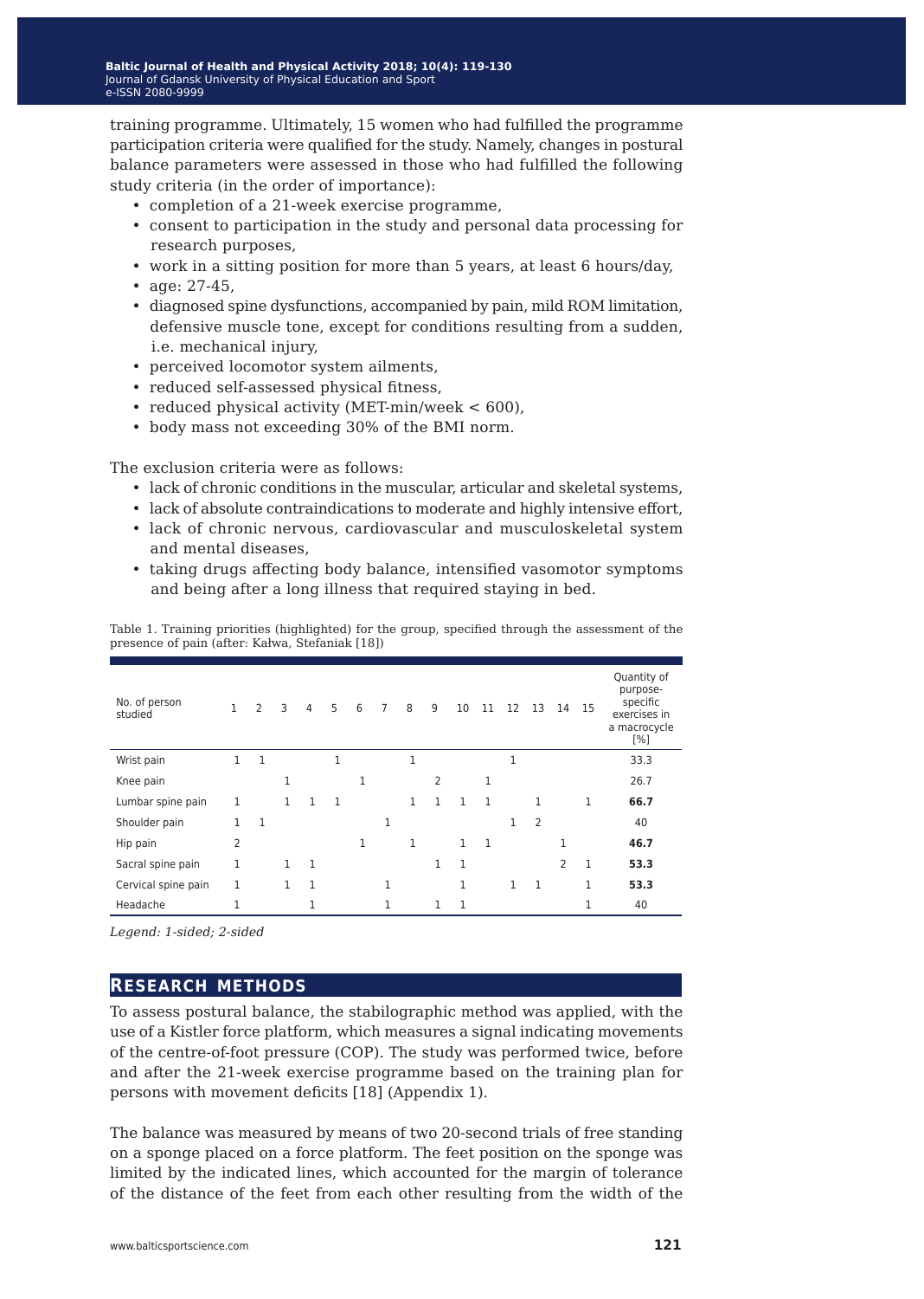training programme. Ultimately, 15 women who had fulfilled the programme participation criteria were qualified for the study. Namely, changes in postural balance parameters were assessed in those who had fulfilled the following study criteria (in the order of importance):

- completion of a 21-week exercise programme,
- consent to participation in the study and personal data processing for research purposes,
- work in a sitting position for more than 5 years, at least 6 hours/day,
- age: 27-45,
- diagnosed spine dysfunctions, accompanied by pain, mild ROM limitation, defensive muscle tone, except for conditions resulting from a sudden, i.e. mechanical injury,
- perceived locomotor system ailments,
- reduced self-assessed physical fitness,
- reduced physical activity (MET-min/week < 600),
- body mass not exceeding 30% of the BMI norm.

The exclusion criteria were as follows:

- lack of chronic conditions in the muscular, articular and skeletal systems,
- lack of absolute contraindications to moderate and highly intensive effort,
- lack of chronic nervous, cardiovascular and musculoskeletal system and mental diseases,
- taking drugs affecting body balance, intensified vasomotor symptoms and being after a long illness that required staying in bed.

Table 1. Training priorities (highlighted) for the group, specified through the assessment of the presence of pain (after: Kałwa, Stefaniak [18])

| No. of person studied | 1 | 2 | 3 | 4 | 5 | 6 | 7 | 8 | 9 | 10 | 11 | 12 | 13 | 14 | 15 | Quantity of purpose-specific exercises in a macrocycle [%] |
|---|---|---|---|---|---|---|---|---|---|---|---|---|---|---|---|---|
| Wrist pain | 1 | 1 | | | 1 | | | 1 | | | | 1 | | | | 33.3 |
| Knee pain | | | 1 | | | 1 | | | 2 | | 1 | | | | | 26.7 |
| Lumbar spine pain | 1 | | 1 | 1 | 1 | | | 1 | 1 | 1 | 1 | | 1 | | 1 | **66.7** |
| Shoulder pain | 1 | 1 | | | | | 1 | | | | | 1 | 2 | | | 40 |
| Hip pain | 2 | | | | | 1 | | 1 | | 1 | 1 | | | 1 | | **46.7** |
| Sacral spine pain | 1 | | 1 | 1 | | | | | 1 | 1 | | | | 2 | 1 | **53.3** |
| Cervical spine pain | 1 | | 1 | 1 | | | 1 | | | 1 | | 1 | 1 | | 1 | **53.3** |
| Headache | 1 | | | 1 | | | 1 | | 1 | 1 | | | | | 1 | 40 |

*Legend: 1-sided; 2-sided*

## Research methods

To assess postural balance, the stabilographic method was applied, with the use of a Kistler force platform, which measures a signal indicating movements of the centre-of-foot pressure (COP). The study was performed twice, before and after the 21-week exercise programme based on the training plan for persons with movement deficits [18] (Appendix 1).

The balance was measured by means of two 20-second trials of free standing on a sponge placed on a force platform. The feet position on the sponge was limited by the indicated lines, which accounted for the margin of tolerance of the distance of the feet from each other resulting from the width of the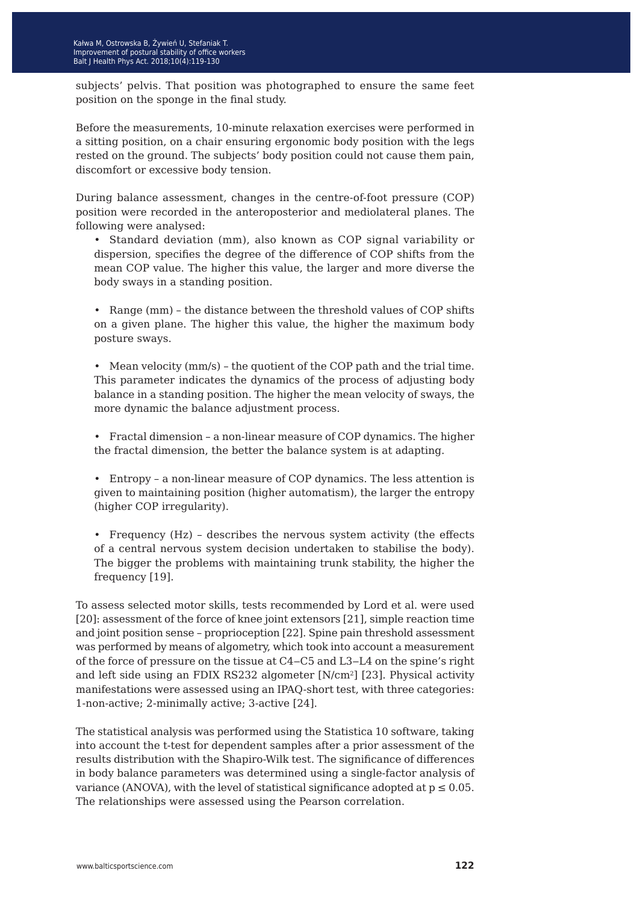subjects' pelvis. That position was photographed to ensure the same feet position on the sponge in the final study.

Before the measurements, 10-minute relaxation exercises were performed in a sitting position, on a chair ensuring ergonomic body position with the legs rested on the ground. The subjects' body position could not cause them pain, discomfort or excessive body tension.

During balance assessment, changes in the centre-of-foot pressure (COP) position were recorded in the anteroposterior and mediolateral planes. The following were analysed:

- Standard deviation (mm), also known as COP signal variability or dispersion, specifies the degree of the difference of COP shifts from the mean COP value. The higher this value, the larger and more diverse the body sways in a standing position.

- Range (mm) – the distance between the threshold values of COP shifts on a given plane. The higher this value, the higher the maximum body posture sways.

- Mean velocity (mm/s) – the quotient of the COP path and the trial time. This parameter indicates the dynamics of the process of adjusting body balance in a standing position. The higher the mean velocity of sways, the more dynamic the balance adjustment process.

- Fractal dimension – a non-linear measure of COP dynamics. The higher the fractal dimension, the better the balance system is at adapting.

- Entropy – a non-linear measure of COP dynamics. The less attention is given to maintaining position (higher automatism), the larger the entropy (higher COP irregularity).

- Frequency (Hz) – describes the nervous system activity (the effects of a central nervous system decision undertaken to stabilise the body). The bigger the problems with maintaining trunk stability, the higher the frequency [19].

To assess selected motor skills, tests recommended by Lord et al. were used [20]: assessment of the force of knee joint extensors [21], simple reaction time and joint position sense – proprioception [22]. Spine pain threshold assessment was performed by means of algometry, which took into account a measurement of the force of pressure on the tissue at C4–C5 and L3–L4 on the spine's right and left side using an FDIX RS232 algometer [$N/cm^2$] [23]. Physical activity manifestations were assessed using an IPAQ-short test, with three categories: 1-non-active; 2-minimally active; 3-active [24].

The statistical analysis was performed using the Statistica 10 software, taking into account the t-test for dependent samples after a prior assessment of the results distribution with the Shapiro-Wilk test. The significance of differences in body balance parameters was determined using a single-factor analysis of variance (ANOVA), with the level of statistical significance adopted at $p \leq 0.05$. The relationships were assessed using the Pearson correlation.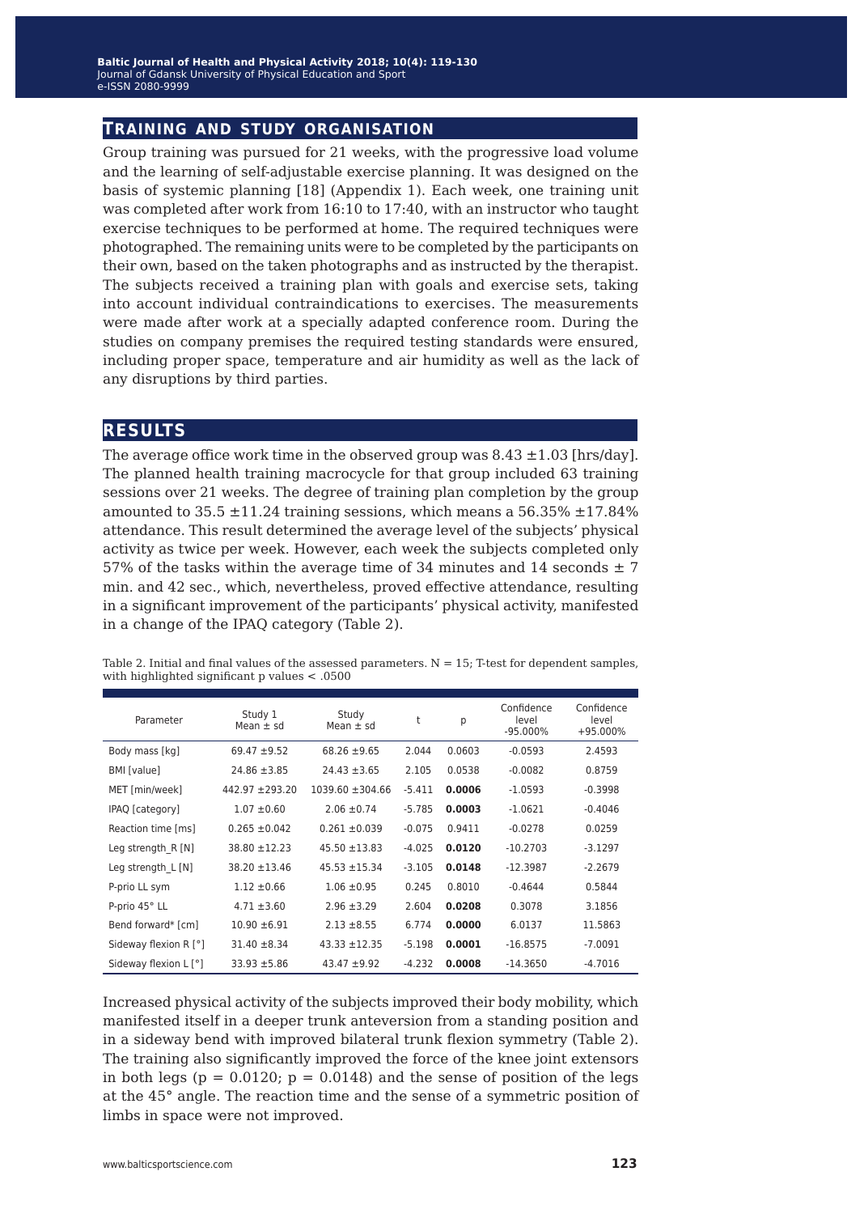## TRAINING AND STUDY ORGANISATION

Group training was pursued for 21 weeks, with the progressive load volume and the learning of self-adjustable exercise planning. It was designed on the basis of systemic planning [18] (Appendix 1). Each week, one training unit was completed after work from 16:10 to 17:40, with an instructor who taught exercise techniques to be performed at home. The required techniques were photographed. The remaining units were to be completed by the participants on their own, based on the taken photographs and as instructed by the therapist. The subjects received a training plan with goals and exercise sets, taking into account individual contraindications to exercises. The measurements were made after work at a specially adapted conference room. During the studies on company premises the required testing standards were ensured, including proper space, temperature and air humidity as well as the lack of any disruptions by third parties.

## RESULTS

The average office work time in the observed group was 8.43 ±1.03 [hrs/day]. The planned health training macrocycle for that group included 63 training sessions over 21 weeks. The degree of training plan completion by the group amounted to 35.5 ±11.24 training sessions, which means a 56.35% ±17.84% attendance. This result determined the average level of the subjects' physical activity as twice per week. However, each week the subjects completed only 57% of the tasks within the average time of 34 minutes and 14 seconds ± 7 min. and 42 sec., which, nevertheless, proved effective attendance, resulting in a significant improvement of the participants' physical activity, manifested in a change of the IPAQ category (Table 2).

Table 2. Initial and final values of the assessed parameters. N = 15; T-test for dependent samples, with highlighted significant p values < .0500

| Parameter | Study 1 Mean ± sd | Study Mean ± sd | t | p | Confidence level -95.000% | Confidence level +95.000% |
|---|---|---|---|---|---|---|
| Body mass [kg] | 69.47 ±9.52 | 68.26 ±9.65 | 2.044 | 0.0603 | -0.0593 | 2.4593 |
| BMI [value] | 24.86 ±3.85 | 24.43 ±3.65 | 2.105 | 0.0538 | -0.0082 | 0.8759 |
| MET [min/week] | 442.97 ±293.20 | 1039.60 ±304.66 | -5.411 | **0.0006** | -1.0593 | -0.3998 |
| IPAQ [category] | 1.07 ±0.60 | 2.06 ±0.74 | -5.785 | **0.0003** | -1.0621 | -0.4046 |
| Reaction time [ms] | 0.265 ±0.042 | 0.261 ±0.039 | -0.075 | 0.9411 | -0.0278 | 0.0259 |
| Leg strength_R [N] | 38.80 ±12.23 | 45.50 ±13.83 | -4.025 | **0.0120** | -10.2703 | -3.1297 |
| Leg strength_L [N] | 38.20 ±13.46 | 45.53 ±15.34 | -3.105 | **0.0148** | -12.3987 | -2.2679 |
| P-prio LL sym | 1.12 ±0.66 | 1.06 ±0.95 | 0.245 | 0.8010 | -0.4644 | 0.5844 |
| P-prio 45° LL | 4.71 ±3.60 | 2.96 ±3.29 | 2.604 | **0.0208** | 0.3078 | 3.1856 |
| Bend forward* [cm] | 10.90 ±6.91 | 2.13 ±8.55 | 6.774 | **0.0000** | 6.0137 | 11.5863 |
| Sideway flexion R [°] | 31.40 ±8.34 | 43.33 ±12.35 | -5.198 | **0.0001** | -16.8575 | -7.0091 |
| Sideway flexion L [°] | 33.93 ±5.86 | 43.47 ±9.92 | -4.232 | **0.0008** | -14.3650 | -4.7016 |

Increased physical activity of the subjects improved their body mobility, which manifested itself in a deeper trunk anteversion from a standing position and in a sideway bend with improved bilateral trunk flexion symmetry (Table 2). The training also significantly improved the force of the knee joint extensors in both legs ($p = 0.0120$; $p = 0.0148$) and the sense of position of the legs at the 45° angle. The reaction time and the sense of a symmetric position of limbs in space were not improved.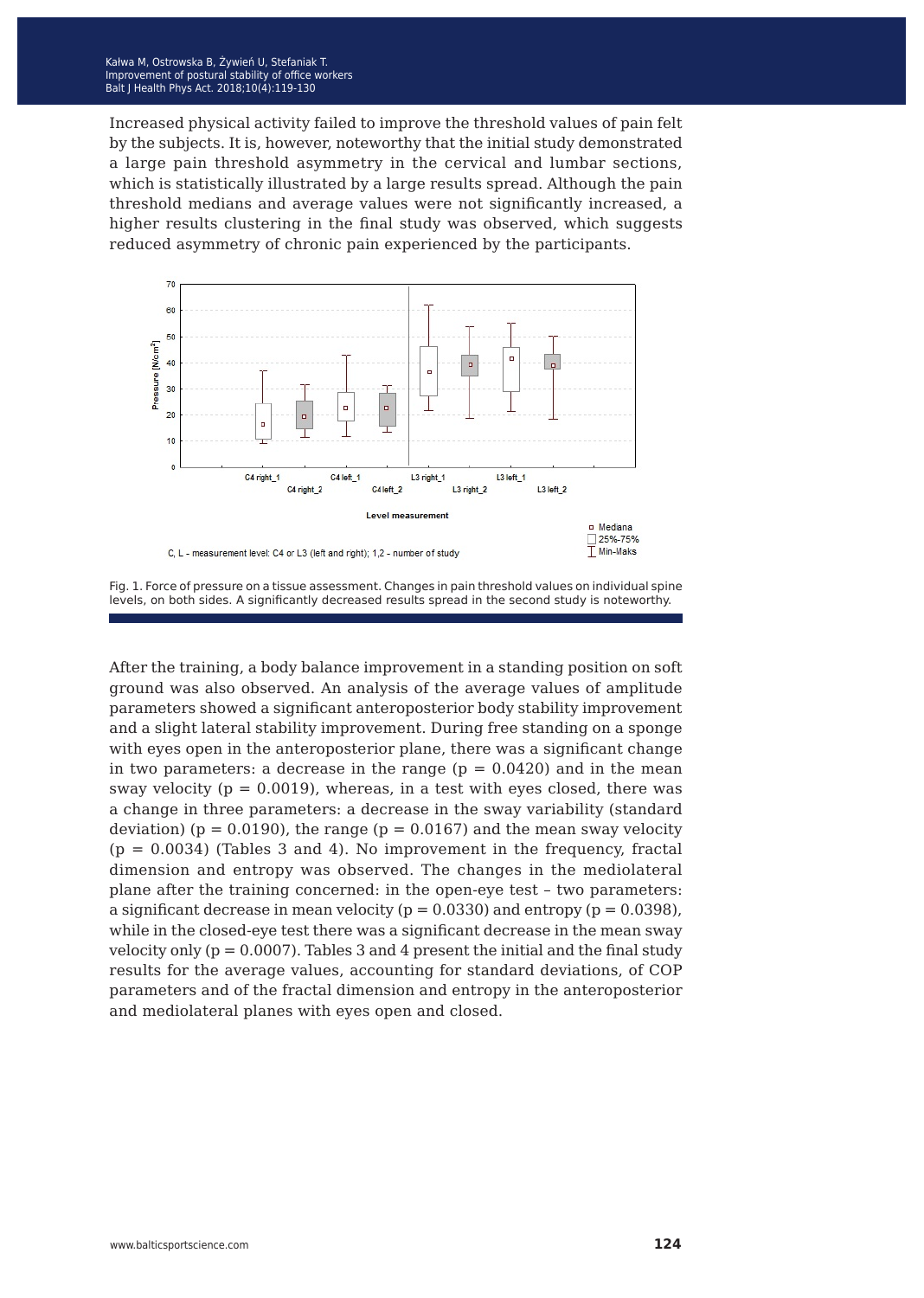Increased physical activity failed to improve the threshold values of pain felt by the subjects. It is, however, noteworthy that the initial study demonstrated a large pain threshold asymmetry in the cervical and lumbar sections, which is statistically illustrated by a large results spread. Although the pain threshold medians and average values were not significantly increased, a higher results clustering in the final study was observed, which suggests reduced asymmetry of chronic pain experienced by the participants.

Fig. 1. Force of pressure on a tissue assessment. Changes in pain threshold values on individual spine levels, on both sides. A significantly decreased results spread in the second study is noteworthy.

After the training, a body balance improvement in a standing position on soft ground was also observed. An analysis of the average values of amplitude parameters showed a significant anteroposterior body stability improvement and a slight lateral stability improvement. During free standing on a sponge with eyes open in the anteroposterior plane, there was a significant change in two parameters: a decrease in the range ($p = 0.0420$) and in the mean sway velocity ($p = 0.0019$), whereas, in a test with eyes closed, there was a change in three parameters: a decrease in the sway variability (standard deviation) ($p = 0.0190$), the range ($p = 0.0167$) and the mean sway velocity ($p = 0.0034$) (Tables 3 and 4). No improvement in the frequency, fractal dimension and entropy was observed. The changes in the mediolateral plane after the training concerned: in the open-eye test – two parameters: a significant decrease in mean velocity ($p = 0.0330$) and entropy ($p = 0.0398$), while in the closed-eye test there was a significant decrease in the mean sway velocity only ($p = 0.0007$). Tables 3 and 4 present the initial and the final study results for the average values, accounting for standard deviations, of COP parameters and of the fractal dimension and entropy in the anteroposterior and mediolateral planes with eyes open and closed.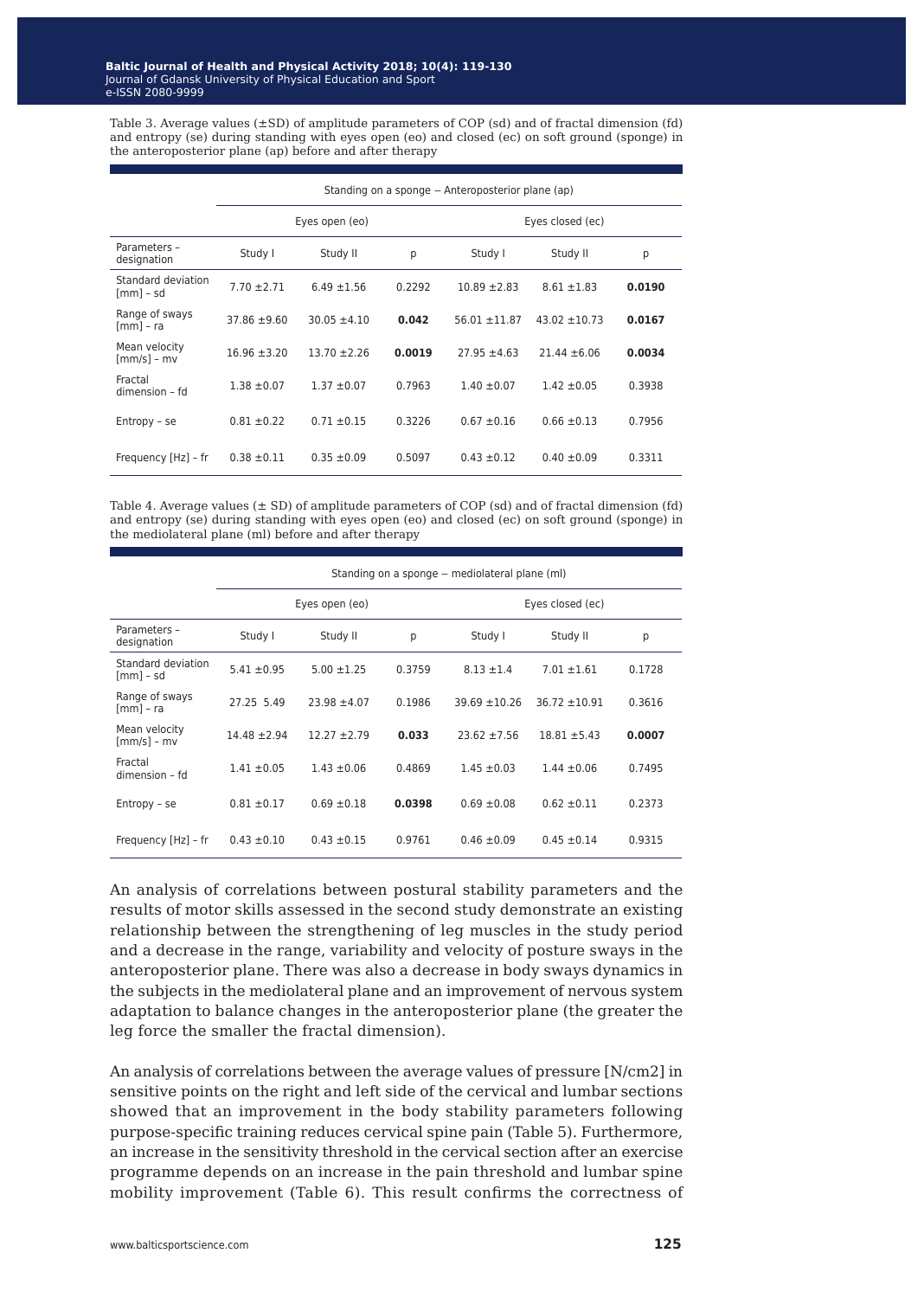Table 3. Average values (±SD) of amplitude parameters of COP (sd) and of fractal dimension (fd) and entropy (se) during standing with eyes open (eo) and closed (ec) on soft ground (sponge) in the anteroposterior plane (ap) before and after therapy

| | Standing on a sponge – Anteroposterior plane (ap) | | | | | |
|---|---|---|---|---|---|---|
| | Eyes open (eo) | | | Eyes closed (ec) | | |
| Parameters – designation | Study I | Study II | p | Study I | Study II | p |
| Standard deviation [mm] – sd | 7.70 ±2.71 | 6.49 ±1.56 | 0.2292 | 10.89 ±2.83 | 8.61 ±1.83 | **0.0190** |
| Range of sways [mm] – ra | 37.86 ±9.60 | 30.05 ±4.10 | **0.042** | 56.01 ±11.87 | 43.02 ±10.73 | **0.0167** |
| Mean velocity [mm/s] – mv | 16.96 ±3.20 | 13.70 ±2.26 | **0.0019** | 27.95 ±4.63 | 21.44 ±6.06 | **0.0034** |
| Fractal dimension – fd | 1.38 ±0.07 | 1.37 ±0.07 | 0.7963 | 1.40 ±0.07 | 1.42 ±0.05 | 0.3938 |
| Entropy – se | 0.81 ±0.22 | 0.71 ±0.15 | 0.3226 | 0.67 ±0.16 | 0.66 ±0.13 | 0.7956 |
| Frequency [Hz] – fr | 0.38 ±0.11 | 0.35 ±0.09 | 0.5097 | 0.43 ±0.12 | 0.40 ±0.09 | 0.3311 |

Table 4. Average values (± SD) of amplitude parameters of COP (sd) and of fractal dimension (fd) and entropy (se) during standing with eyes open (eo) and closed (ec) on soft ground (sponge) in the mediolateral plane (ml) before and after therapy

| | Standing on a sponge – mediolateral plane (ml) | | | | | |
|---|---|---|---|---|---|---|
| | Eyes open (eo) | | | Eyes closed (ec) | | |
| Parameters – designation | Study I | Study II | p | Study I | Study II | p |
| Standard deviation [mm] – sd | 5.41 ±0.95 | 5.00 ±1.25 | 0.3759 | 8.13 ±1.4 | 7.01 ±1.61 | 0.1728 |
| Range of sways [mm] – ra | 27.25 5.49 | 23.98 ±4.07 | 0.1986 | 39.69 ±10.26 | 36.72 ±10.91 | 0.3616 |
| Mean velocity [mm/s] – mv | 14.48 ±2.94 | 12.27 ±2.79 | **0.033** | 23.62 ±7.56 | 18.81 ±5.43 | **0.0007** |
| Fractal dimension – fd | 1.41 ±0.05 | 1.43 ±0.06 | 0.4869 | 1.45 ±0.03 | 1.44 ±0.06 | 0.7495 |
| Entropy – se | 0.81 ±0.17 | 0.69 ±0.18 | **0.0398** | 0.69 ±0.08 | 0.62 ±0.11 | 0.2373 |
| Frequency [Hz] – fr | 0.43 ±0.10 | 0.43 ±0.15 | 0.9761 | 0.46 ±0.09 | 0.45 ±0.14 | 0.9315 |

An analysis of correlations between postural stability parameters and the results of motor skills assessed in the second study demonstrate an existing relationship between the strengthening of leg muscles in the study period and a decrease in the range, variability and velocity of posture sways in the anteroposterior plane. There was also a decrease in body sways dynamics in the subjects in the mediolateral plane and an improvement of nervous system adaptation to balance changes in the anteroposterior plane (the greater the leg force the smaller the fractal dimension).

An analysis of correlations between the average values of pressure [N/cm2] in sensitive points on the right and left side of the cervical and lumbar sections showed that an improvement in the body stability parameters following purpose-specific training reduces cervical spine pain (Table 5). Furthermore, an increase in the sensitivity threshold in the cervical section after an exercise programme depends on an increase in the pain threshold and lumbar spine mobility improvement (Table 6). This result confirms the correctness of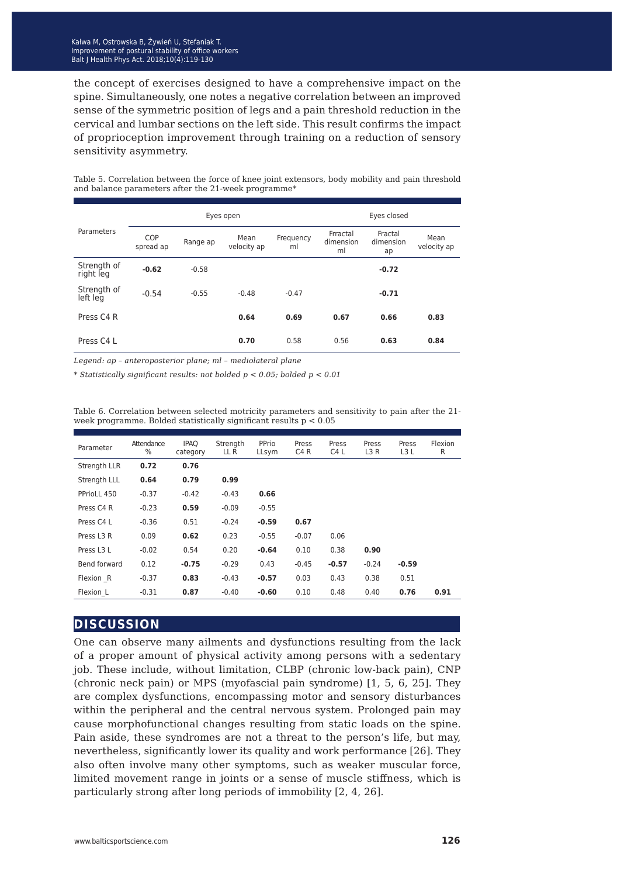the concept of exercises designed to have a comprehensive impact on the spine. Simultaneously, one notes a negative correlation between an improved sense of the symmetric position of legs and a pain threshold reduction in the cervical and lumbar sections on the left side. This result confirms the impact of proprioception improvement through training on a reduction of sensory sensitivity asymmetry.

Table 5. Correlation between the force of knee joint extensors, body mobility and pain threshold and balance parameters after the 21-week programme*

| Parameters | Eyes open | | | | Eyes closed | | |
|---|---|---|---|---|---|---|---|
| | COP spread ap | Range ap | Mean velocity ap | Frequency ml | Frractal dimension ml | Fractal dimension ap | Mean velocity ap |
| Strength of right leg | **-0.62** | -0.58 | | | | **-0.72** | |
| Strength of left leg | -0.54 | -0.55 | -0.48 | -0.47 | | **-0.71** | |
| Press C4 R | | | **0.64** | **0.69** | **0.67** | **0.66** | **0.83** |
| Press C4 L | | | **0.70** | 0.58 | 0.56 | **0.63** | **0.84** |

*Legend: ap – anteroposterior plane; ml – mediolateral plane*

\* *Statistically significant results: not bolded p < 0.05; bolded p < 0.01*

Table 6. Correlation between selected motricity parameters and sensitivity to pain after the 21-week programme. Bolded statistically significant results $p < 0.05$

| Parameter | Attendance % | IPAQ category | Strength LL R | PPrio LLsym | Press C4 R | Press C4 L | Press L3 R | Press L3 L | Flexion R |
|---|---|---|---|---|---|---|---|---|---|
| Strength LLR | **0.72** | **0.76** | | | | | | | |
| Strength LLL | **0.64** | **0.79** | **0.99** | | | | | | |
| PPrioLL 450 | -0.37 | -0.42 | -0.43 | **0.66** | | | | | |
| Press C4 R | -0.23 | **0.59** | -0.09 | -0.55 | | | | | |
| Press C4 L | -0.36 | 0.51 | -0.24 | **-0.59** | **0.67** | | | | |
| Press L3 R | 0.09 | **0.62** | 0.23 | -0.55 | -0.07 | 0.06 | | | |
| Press L3 L | -0.02 | 0.54 | 0.20 | **-0.64** | 0.10 | 0.38 | **0.90** | | |
| Bend forward | 0.12 | **-0.75** | -0.29 | 0.43 | -0.45 | **-0.57** | -0.24 | **-0.59** | |
| Flexion _R | -0.37 | **0.83** | -0.43 | **-0.57** | 0.03 | 0.43 | 0.38 | 0.51 | |
| Flexion_L | -0.31 | **0.87** | -0.40 | **-0.60** | 0.10 | 0.48 | 0.40 | **0.76** | **0.91** |

## DISCUSSION

One can observe many ailments and dysfunctions resulting from the lack of a proper amount of physical activity among persons with a sedentary job. These include, without limitation, CLBP (chronic low-back pain), CNP (chronic neck pain) or MPS (myofascial pain syndrome) [1, 5, 6, 25]. They are complex dysfunctions, encompassing motor and sensory disturbances within the peripheral and the central nervous system. Prolonged pain may cause morphofunctional changes resulting from static loads on the spine. Pain aside, these syndromes are not a threat to the person's life, but may, nevertheless, significantly lower its quality and work performance [26]. They also often involve many other symptoms, such as weaker muscular force, limited movement range in joints or a sense of muscle stiffness, which is particularly strong after long periods of immobility [2, 4, 26].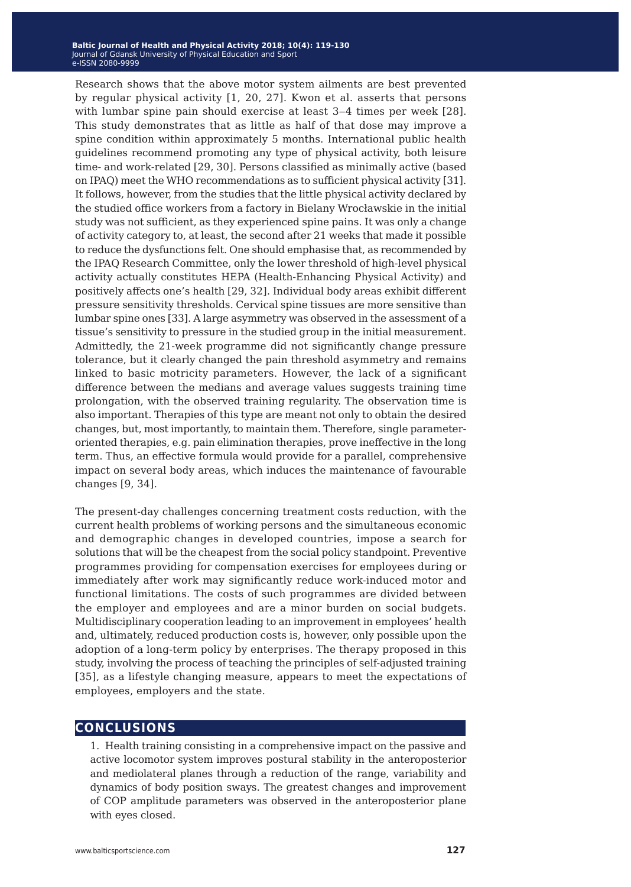Research shows that the above motor system ailments are best prevented by regular physical activity [1, 20, 27]. Kwon et al. asserts that persons with lumbar spine pain should exercise at least 3–4 times per week [28]. This study demonstrates that as little as half of that dose may improve a spine condition within approximately 5 months. International public health guidelines recommend promoting any type of physical activity, both leisure time- and work-related [29, 30]. Persons classified as minimally active (based on IPAQ) meet the WHO recommendations as to sufficient physical activity [31]. It follows, however, from the studies that the little physical activity declared by the studied office workers from a factory in Bielany Wrocławskie in the initial study was not sufficient, as they experienced spine pains. It was only a change of activity category to, at least, the second after 21 weeks that made it possible to reduce the dysfunctions felt. One should emphasise that, as recommended by the IPAQ Research Committee, only the lower threshold of high-level physical activity actually constitutes HEPA (Health-Enhancing Physical Activity) and positively affects one's health [29, 32]. Individual body areas exhibit different pressure sensitivity thresholds. Cervical spine tissues are more sensitive than lumbar spine ones [33]. A large asymmetry was observed in the assessment of a tissue's sensitivity to pressure in the studied group in the initial measurement. Admittedly, the 21-week programme did not significantly change pressure tolerance, but it clearly changed the pain threshold asymmetry and remains linked to basic motricity parameters. However, the lack of a significant difference between the medians and average values suggests training time prolongation, with the observed training regularity. The observation time is also important. Therapies of this type are meant not only to obtain the desired changes, but, most importantly, to maintain them. Therefore, single parameter-oriented therapies, e.g. pain elimination therapies, prove ineffective in the long term. Thus, an effective formula would provide for a parallel, comprehensive impact on several body areas, which induces the maintenance of favourable changes [9, 34].

The present-day challenges concerning treatment costs reduction, with the current health problems of working persons and the simultaneous economic and demographic changes in developed countries, impose a search for solutions that will be the cheapest from the social policy standpoint. Preventive programmes providing for compensation exercises for employees during or immediately after work may significantly reduce work-induced motor and functional limitations. The costs of such programmes are divided between the employer and employees and are a minor burden on social budgets. Multidisciplinary cooperation leading to an improvement in employees' health and, ultimately, reduced production costs is, however, only possible upon the adoption of a long-term policy by enterprises. The therapy proposed in this study, involving the process of teaching the principles of self-adjusted training [35], as a lifestyle changing measure, appears to meet the expectations of employees, employers and the state.

## CONCLUSIONS

1. Health training consisting in a comprehensive impact on the passive and active locomotor system improves postural stability in the anteroposterior and mediolateral planes through a reduction of the range, variability and dynamics of body position sways. The greatest changes and improvement of COP amplitude parameters was observed in the anteroposterior plane with eyes closed.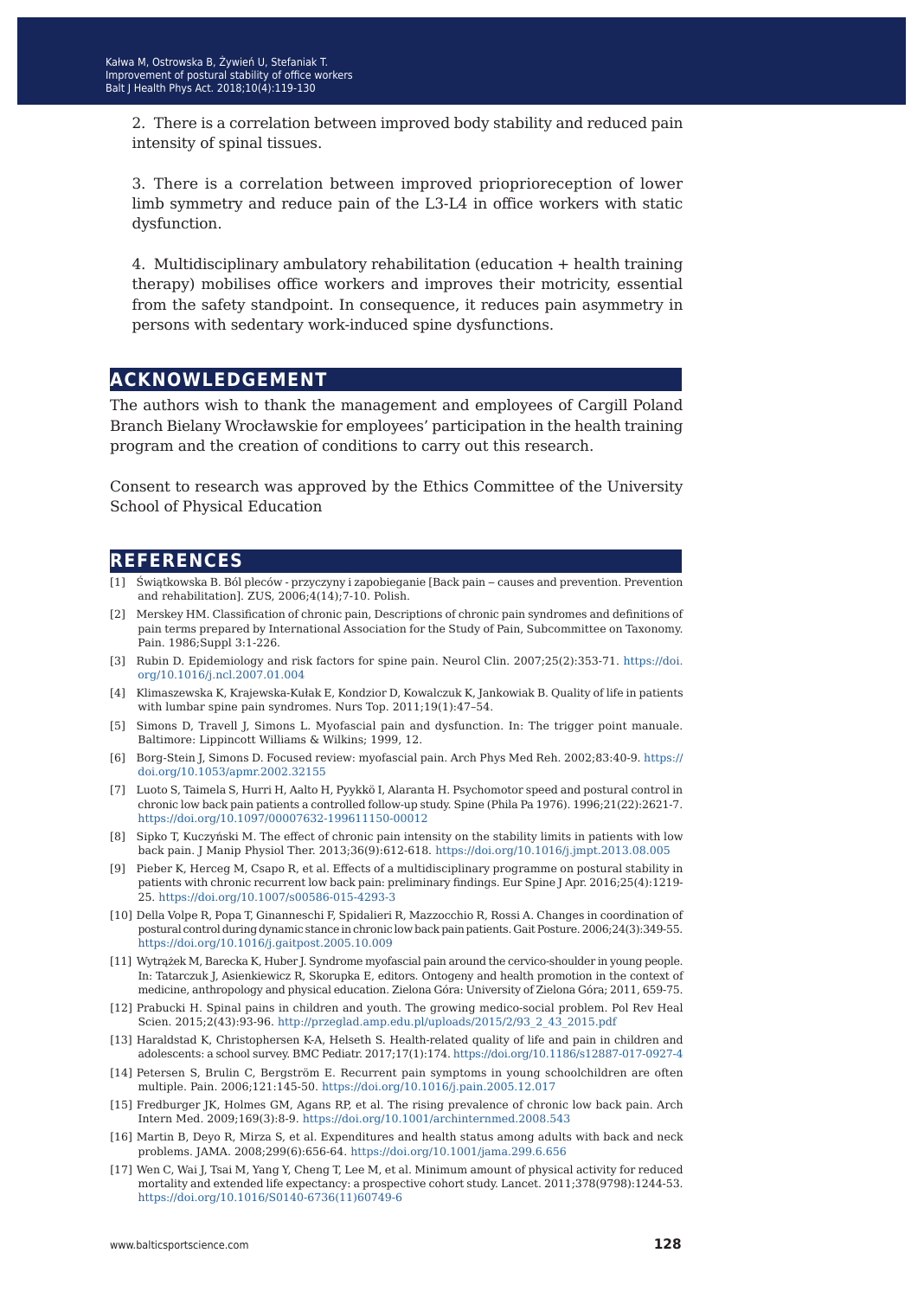2. There is a correlation between improved body stability and reduced pain intensity of spinal tissues.

3. There is a correlation between improved prioprioreception of lower limb symmetry and reduce pain of the L3-L4 in office workers with static dysfunction.

4. Multidisciplinary ambulatory rehabilitation (education + health training therapy) mobilises office workers and improves their motricity, essential from the safety standpoint. In consequence, it reduces pain asymmetry in persons with sedentary work-induced spine dysfunctions.

## ACKNOWLEDGEMENT

The authors wish to thank the management and employees of Cargill Poland Branch Bielany Wrocławskie for employees' participation in the health training program and the creation of conditions to carry out this research.

Consent to research was approved by the Ethics Committee of the University School of Physical Education

## REFERENCES

[1] Świątkowska B. Ból pleców - przyczyny i zapobieganie [Back pain – causes and prevention. Prevention and rehabilitation]. ZUS, 2006;4(14);7-10. Polish.

[2] Merskey HM. Classification of chronic pain, Descriptions of chronic pain syndromes and definitions of pain terms prepared by International Association for the Study of Pain, Subcommittee on Taxonomy. Pain. 1986;Suppl 3:1-226.

[3] Rubin D. Epidemiology and risk factors for spine pain. Neurol Clin. 2007;25(2):353-71. https://doi.org/10.1016/j.ncl.2007.01.004

[4] Klimaszewska K, Krajewska-Kułak E, Kondzior D, Kowalczuk K, Jankowiak B. Quality of life in patients with lumbar spine pain syndromes. Nurs Top. 2011;19(1):47–54.

[5] Simons D, Travell J, Simons L. Myofascial pain and dysfunction. In: The trigger point manuale. Baltimore: Lippincott Williams & Wilkins; 1999, 12.

[6] Borg-Stein J, Simons D. Focused review: myofascial pain. Arch Phys Med Reh. 2002;83:40-9. https://doi.org/10.1053/apmr.2002.32155

[7] Luoto S, Taimela S, Hurri H, Aalto H, Pyykkö I, Alaranta H. Psychomotor speed and postural control in chronic low back pain patients a controlled follow-up study. Spine (Phila Pa 1976). 1996;21(22):2621-7. https://doi.org/10.1097/00007632-199611150-00012

[8] Sipko T, Kuczyński M. The effect of chronic pain intensity on the stability limits in patients with low back pain. J Manip Physiol Ther. 2013;36(9):612-618. https://doi.org/10.1016/j.jmpt.2013.08.005

[9] Pieber K, Herceg M, Csapo R, et al. Effects of a multidisciplinary programme on postural stability in patients with chronic recurrent low back pain: preliminary findings. Eur Spine J Apr. 2016;25(4):1219-25. https://doi.org/10.1007/s00586-015-4293-3

[10] Della Volpe R, Popa T, Ginanneschi F, Spidalieri R, Mazzocchio R, Rossi A. Changes in coordination of postural control during dynamic stance in chronic low back pain patients. Gait Posture. 2006;24(3):349-55. https://doi.org/10.1016/j.gaitpost.2005.10.009

[11] Wytrążek M, Barecka K, Huber J. Syndrome myofascial pain around the cervico-shoulder in young people. In: Tatarczuk J, Asienkiewicz R, Skorupka E, editors. Ontogeny and health promotion in the context of medicine, anthropology and physical education. Zielona Góra: University of Zielona Góra; 2011, 659-75.

[12] Prabucki H. Spinal pains in children and youth. The growing medico-social problem. Pol Rev Heal Scien. 2015;2(43):93-96. http://przeglad.amp.edu.pl/uploads/2015/2/93_2_43_2015.pdf

[13] Haraldstad K, Christophersen K-A, Helseth S. Health-related quality of life and pain in children and adolescents: a school survey. BMC Pediatr. 2017;17(1):174. https://doi.org/10.1186/s12887-017-0927-4

[14] Petersen S, Brulin C, Bergström E. Recurrent pain symptoms in young schoolchildren are often multiple. Pain. 2006;121:145-50. https://doi.org/10.1016/j.pain.2005.12.017

[15] Fredburger JK, Holmes GM, Agans RP, et al. The rising prevalence of chronic low back pain. Arch Intern Med. 2009;169(3):8-9. https://doi.org/10.1001/archinternmed.2008.543

[16] Martin B, Deyo R, Mirza S, et al. Expenditures and health status among adults with back and neck problems. JAMA. 2008;299(6):656-64. https://doi.org/10.1001/jama.299.6.656

[17] Wen C, Wai J, Tsai M, Yang Y, Cheng T, Lee M, et al. Minimum amount of physical activity for reduced mortality and extended life expectancy: a prospective cohort study. Lancet. 2011;378(9798):1244-53. https://doi.org/10.1016/S0140-6736(11)60749-6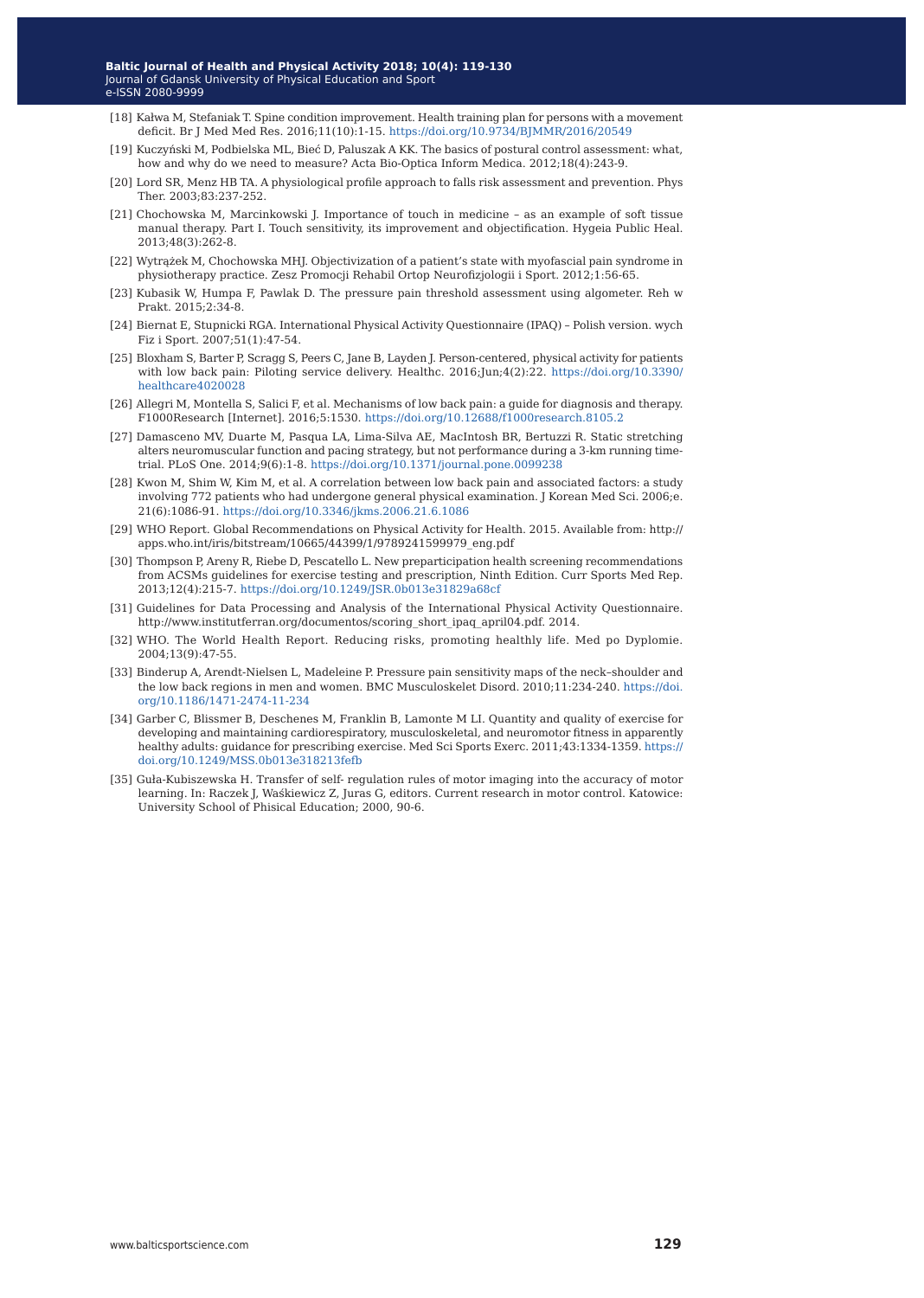[18] Kałwa M, Stefaniak T. Spine condition improvement. Health training plan for persons with a movement deficit. Br J Med Med Res. 2016;11(10):1-15. https://doi.org/10.9734/BJMMR/2016/20549

[19] Kuczyński M, Podbielska ML, Bieć D, Paluszak A KK. The basics of postural control assessment: what, how and why do we need to measure? Acta Bio-Optica Inform Medica. 2012;18(4):243-9.

[20] Lord SR, Menz HB TA. A physiological profile approach to falls risk assessment and prevention. Phys Ther. 2003;83:237-252.

[21] Chochowska M, Marcinkowski J. Importance of touch in medicine – as an example of soft tissue manual therapy. Part I. Touch sensitivity, its improvement and objectification. Hygeia Public Heal. 2013;48(3):262-8.

[22] Wytrążek M, Chochowska MHJ. Objectivization of a patient's state with myofascial pain syndrome in physiotherapy practice. Zesz Promocji Rehabil Ortop Neurofizjologii i Sport. 2012;1:56-65.

[23] Kubasik W, Humpa F, Pawlak D. The pressure pain threshold assessment using algometer. Reh w Prakt. 2015;2:34-8.

[24] Biernat E, Stupnicki RGA. International Physical Activity Questionnaire (IPAQ) – Polish version. wych Fiz i Sport. 2007;51(1):47-54.

[25] Bloxham S, Barter P, Scragg S, Peers C, Jane B, Layden J. Person-centered, physical activity for patients with low back pain: Piloting service delivery. Healthc. 2016;Jun;4(2):22. https://doi.org/10.3390/healthcare4020028

[26] Allegri M, Montella S, Salici F, et al. Mechanisms of low back pain: a guide for diagnosis and therapy. F1000Research [Internet]. 2016;5:1530. https://doi.org/10.12688/f1000research.8105.2

[27] Damasceno MV, Duarte M, Pasqua LA, Lima-Silva AE, MacIntosh BR, Bertuzzi R. Static stretching alters neuromuscular function and pacing strategy, but not performance during a 3-km running time-trial. PLoS One. 2014;9(6):1-8. https://doi.org/10.1371/journal.pone.0099238

[28] Kwon M, Shim W, Kim M, et al. A correlation between low back pain and associated factors: a study involving 772 patients who had undergone general physical examination. J Korean Med Sci. 2006;e. 21(6):1086-91. https://doi.org/10.3346/jkms.2006.21.6.1086

[29] WHO Report. Global Recommendations on Physical Activity for Health. 2015. Available from: http://apps.who.int/iris/bitstream/10665/44399/1/9789241599979_eng.pdf

[30] Thompson P, Areny R, Riebe D, Pescatello L. New preparticipation health screening recommendations from ACSMs guidelines for exercise testing and prescription, Ninth Edition. Curr Sports Med Rep. 2013;12(4):215-7. https://doi.org/10.1249/JSR.0b013e31829a68cf

[31] Guidelines for Data Processing and Analysis of the International Physical Activity Questionnaire. http://www.institutferran.org/documentos/scoring_short_ipaq_april04.pdf. 2014.

[32] WHO. The World Health Report. Reducing risks, promoting healthly life. Med po Dyplomie. 2004;13(9):47-55.

[33] Binderup A, Arendt-Nielsen L, Madeleine P. Pressure pain sensitivity maps of the neck–shoulder and the low back regions in men and women. BMC Musculoskelet Disord. 2010;11:234-240. https://doi.org/10.1186/1471-2474-11-234

[34] Garber C, Blissmer B, Deschenes M, Franklin B, Lamonte M LI. Quantity and quality of exercise for developing and maintaining cardiorespiratory, musculoskeletal, and neuromotor fitness in apparently healthy adults: guidance for prescribing exercise. Med Sci Sports Exerc. 2011;43:1334-1359. https://doi.org/10.1249/MSS.0b013e318213fefb

[35] Guła-Kubiszewska H. Transfer of self- regulation rules of motor imaging into the accuracy of motor learning. In: Raczek J, Waśkiewicz Z, Juras G, editors. Current research in motor control. Katowice: University School of Phisical Education; 2000, 90-6.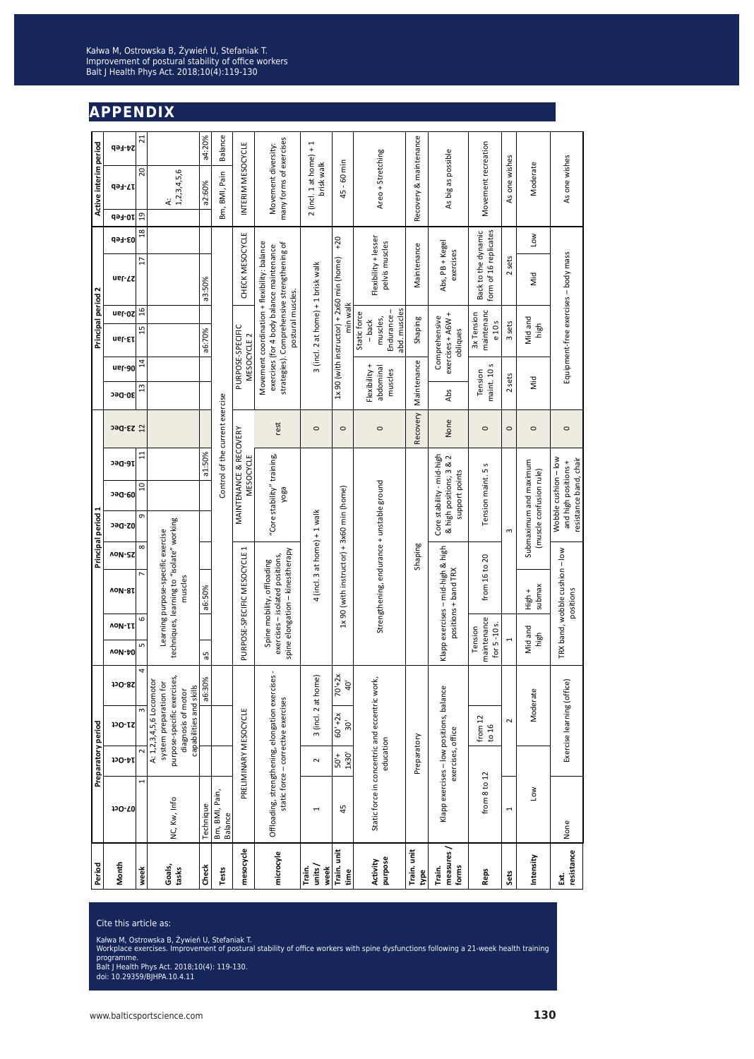## APPENDIX

| Period | Preparatory period | | | | Principal period 1 | | | | | | | | Principal period 2 | | | | | | Active interim period | | |
|---|---|---|---|---|---|---|---|---|---|---|---|---|---|---|---|---|---|---|---|---|---|
| **Month** | 07-Oct | 14-Oct | 21-Oct | 28-Oct | 04-Nov | 11-Nov | 18-Nov | 25-Nov | 02-Dec | 09-Dec | 16-Dec | 23-Dec | 30-Dec | 06-Jan | 13-Jan | 20-Jan | 27-Jan | 03-Feb | 10-Feb | 17-Feb | 24-Feb |
| **week** | 1 | 2 | 3 | 4 | 5 | 6 | 7 | 8 | 9 | 10 | 11 | 12 | 13 | 14 | 15 | 16 | 17 | 18 | 19 | 20 | 21 |
| **Goals, tasks** | NC, Kw, Info | A: 1,2,3,4,5,6 Locomotor system preparation for purpose-specific exercises, diagnosis of motor capabilities and skills | | | Learning purpose-specific exercise techniques, learning to "isolate" working muscles | | | | | | | | | | | | | | A: 1,2,3,4,5,6 | | |
| **Check** | Technique | | | a6:30% | a5 | | a6:50% | | | | a1:50% | | | | a6:70% | | a3:50% | | | a2:60% | a4:20% |
| **Tests** | Bm, BMI, Pain, Balance | | | | Control of the current exercise | | | | | | | | | | | | | | Bm, BMI, Pain | | Balance |
| **mesocycle** | PRELIMINARY MESOCYCLE | | | | PURPOSE-SPECIFIC MESOCYCLE 1 | | | | | MAINTENANCE & RECOVERY MESOCYCLE | | | PURPOSE-SPECIFIC MESOCYCLE 2 | | | | CHECK MESOCYCLE | | INTERIM MESOCYCLE | | |
| **microcycle** | Offloading, strengthening, elongation exercises - static force – corrective exercises | | | | Spine mobility, offloading exercises – isolated positions, spine elongation – kinesitherapy | | | | "Core stability" training, yoga | | | rest | Movement coordination + flexibility: balance exercises (for 4 body balance maintenance strategies). Comprehensive strengthening of postural muscles. | | | | | | Movement diversity: many forms of exercises | | |
| **Train. units / week** | 1 | 2 | 3 (incl. 2 at home) | | 4 (incl. 3 at home) + 1 walk | | | | | | | 0 | 3 (incl. 2 at home) + 1 brisk walk | | | | | | 2 (incl. 1 at home) + 1 brisk walk | | |
| **Train. unit time** | 45 | 50'+ 1x30' | 60'+2x 30' | 70'+2x 40' | 1x 90 (with instructor) + 3x60 min (home) | | | | | | | 0 | 1x 90 (with instructor) + 2x60 min (home) +20 min walk | | | | | | 45 - 60 min | | |
| **Activity purpose** | Static force in concentric and eccentric work, education | | | | Strengthening, endurance + unstable ground | | | | | | | 0 | Flexibility + abdominal muscles | | Static force – back muscles, Endurance – abd. muscles | | Flexibility + lesser pelvis muscles | | Areo + Stretching | | |
| **Train. unit type** | Preparatory | | | | Shaping | | | | | | | Recovery | Maintenance | | Shaping | | Maintenance | | Recovery & maintenance | | |
| **Train. measures / forms** | Klapp exercises – low positions, balance exercises, office | | | | Klapp exercises – mid-high & high positions + band TRX | | | | Core stability - mid-high & high positions, 3 & 2 support points | | | None | Abs | | Comprehensive exercises + A6W + obliques | | Abs, PB + Kegel exercises | | As big as possible | | |
| **Reps** | from 8 to 12 | | from 12 to 16 | | Tension maintenance for 5 -10 s. | | from 16 to 20 | | Tension maint. 5 s | | | 0 | Tension maint. 10 s | | 3x Tension maintenance 10 s | | Back to the dynamic form of 16 replicates | | Movement recreation | | |
| **Sets** | 1 | | 2 | | 1 | | | | 3 | | | 0 | 2 sets | | 3 sets | | 2 sets | | As one wishes | | |
| **Intensity** | Low | | Moderate | | Mid and high | | High + submax | | Submaximum and maximum (muscle confusion rule) | | | 0 | Mid | | Mid and high | | Mid | Low | Moderate | | |
| **Ext. resistance** | None | Exercise learning (office) | | | TRX band, wobble cushion – low positions | | | | Wobble cushion – low and high positions + resistance band, chair | | | 0 | Equipment-free exercises – body mass | | | | | | As one wishes | | |

Cite this article as:

Kałwa M, Ostrowska B, Żywień U, Stefaniak T.
Workplace exercises. Improvement of postural stability of office workers with spine dysfunctions following a 21-week health training programme.
Balt J Health Phys Act. 2018;10(4): 119-130.
doi: 10.29359/BJHPA.10.4.11